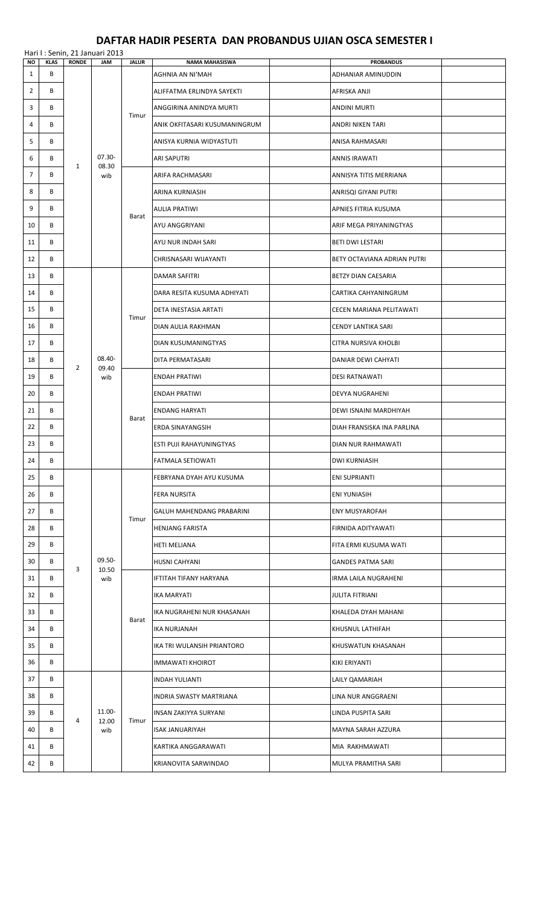# DAFTAR HADIR PESERTA DAN PROBANDUS UJIAN OSCA SEMESTER I

Hari I : Senin, 21 Januari 2013

| NO | KLAS | RONDE | JAM | JALUR | NAMA MAHASISWA | | PROBANDUS | |
|---|---|---|---|---|---|---|---|---|
| 1 | B | 1 | 07.30-08.30 wib | Timur | AGHNIA AN NI'MAH | | ADHANIAR AMINUDDIN | |
| 2 | B | | | | ALIFFATMA ERLINDYA SAYEKTI | | AFRISKA ANJI | |
| 3 | B | | | | ANGGIRINA ANINDYA MURTI | | ANDINI MURTI | |
| 4 | B | | | | ANIK OKFITASARI KUSUMANINGRUM | | ANDRI NIKEN TARI | |
| 5 | B | | | | ANISYA KURNIA WIDYASTUTI | | ANISA RAHMASARI | |
| 6 | B | | | | ARI SAPUTRI | | ANNIS IRAWATI | |
| 7 | B | | | Barat | ARIFA RACHMASARI | | ANNISYA TITIS MERRIANA | |
| 8 | B | | | | ARINA KURNIASIH | | ANRISQI GIYANI PUTRI | |
| 9 | B | | | | AULIA PRATIWI | | APNIES FITRIA KUSUMA | |
| 10 | B | | | | AYU ANGGRIYANI | | ARIF MEGA PRIYANINGTYAS | |
| 11 | B | | | | AYU NUR INDAH SARI | | BETI DWI LESTARI | |
| 12 | B | | | | CHRISNASARI WIJAYANTI | | BETY OCTAVIANA ADRIAN PUTRI | |
| 13 | B | 2 | 08.40-09.40 wib | Timur | DAMAR SAFITRI | | BETZY DIAN CAESARIA | |
| 14 | B | | | | DARA RESITA KUSUMA ADHIYATI | | CARTIKA CAHYANINGRUM | |
| 15 | B | | | | DETA INESTASIA ARTATI | | CECEN MARIANA PELITAWATI | |
| 16 | B | | | | DIAN AULIA RAKHMAN | | CENDY LANTIKA SARI | |
| 17 | B | | | | DIAN KUSUMANINGTYAS | | CITRA NURSIVA KHOLBI | |
| 18 | B | | | | DITA PERMATASARI | | DANIAR DEWI CAHYATI | |
| 19 | B | | | Barat | ENDAH PRATIWI | | DESI RATNAWATI | |
| 20 | B | | | | ENDAH PRATIWI | | DEVYA NUGRAHENI | |
| 21 | B | | | | ENDANG HARYATI | | DEWI ISNAINI MARDHIYAH | |
| 22 | B | | | | ERDA SINAYANGSIH | | DIAH FRANSISKA INA PARLINA | |
| 23 | B | | | | ESTI PUJI RAHAYUNINGTYAS | | DIAN NUR RAHMAWATI | |
| 24 | B | | | | FATMALA SETIOWATI | | DWI KURNIASIH | |
| 25 | B | 3 | 09.50-10.50 wib | Timur | FEBRYANA DYAH AYU KUSUMA | | ENI SUPRIANTI | |
| 26 | B | | | | FERA NURSITA | | ENI YUNIASIH | |
| 27 | B | | | | GALUH MAHENDANG PRABARINI | | ENY MUSYAROFAH | |
| 28 | B | | | | HENJANG FARISTA | | FIRNIDA ADITYAWATI | |
| 29 | B | | | | HETI MELIANA | | FITA ERMI KUSUMA WATI | |
| 30 | B | | | | HUSNI CAHYANI | | GANDES PATMA SARI | |
| 31 | B | | | Barat | IFTITAH TIFANY HARYANA | | IRMA LAILA NUGRAHENI | |
| 32 | B | | | | IKA MARYATI | | JULITA FITRIANI | |
| 33 | B | | | | IKA NUGRAHENI NUR KHASANAH | | KHALEDA DYAH MAHANI | |
| 34 | B | | | | IKA NURJANAH | | KHUSNUL LATHIFAH | |
| 35 | B | | | | IKA TRI WULANSIH PRIANTORO | | KHUSWATUN KHASANAH | |
| 36 | B | | | | IMMAWATI KHOIROT | | KIKI ERIYANTI | |
| 37 | B | 4 | 11.00-12.00 wib | Timur | INDAH YULIANTI | | LAILY QAMARIAH | |
| 38 | B | | | | INDRIA SWASTY MARTRIANA | | LINA NUR ANGGRAENI | |
| 39 | B | | | | INSAN ZAKIYYA SURYANI | | LINDA PUSPITA SARI | |
| 40 | B | | | | ISAK JANUARIYAH | | MAYNA SARAH AZZURA | |
| 41 | B | | | | KARTIKA ANGGARAWATI | | MIA RAKHMAWATI | |
| 42 | B | | | | KRIANOVITA SARWINDAO | | MULYA PRAMITHA SARI | |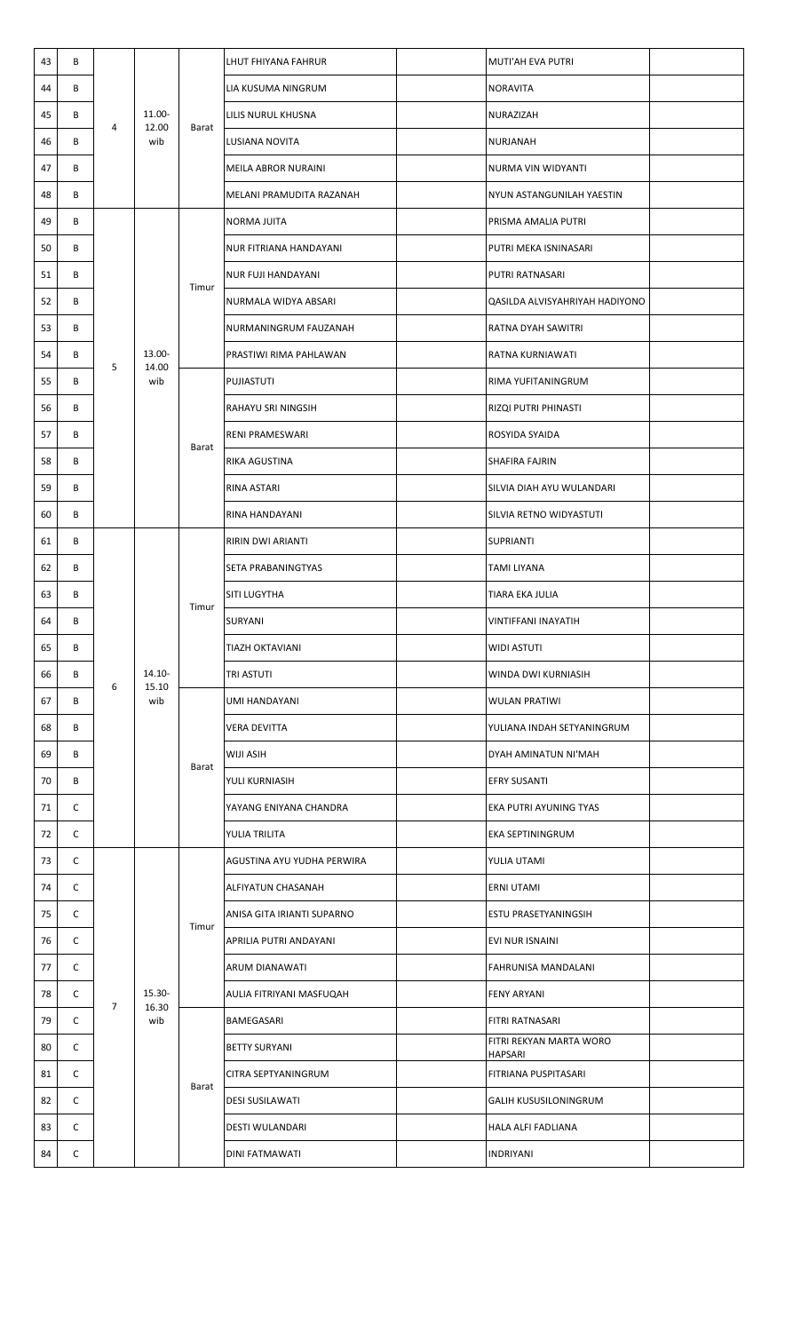| 43 | B | 4 | 11.00-12.00 wib | Barat | LHUT FHIYANA FAHRUR | | MUTI'AH EVA PUTRI | |
|---|---|---|---|---|---|---|---|---|
| 44 | B | | | | LIA KUSUMA NINGRUM | | NORAVITA | |
| 45 | B | | | | LILIS NURUL KHUSNA | | NURAZIZAH | |
| 46 | B | | | | LUSIANA NOVITA | | NURJANAH | |
| 47 | B | | | | MEILA ABROR NURAINI | | NURMA VIN WIDYANTI | |
| 48 | B | | | | MELANI PRAMUDITA RAZANAH | | NYUN ASTANGUNILAH YAESTIN | |
| 49 | B | 5 | 13.00-14.00 wib | Timur | NORMA JUITA | | PRISMA AMALIA PUTRI | |
| 50 | B | | | | NUR FITRIANA HANDAYANI | | PUTRI MEKA ISNINASARI | |
| 51 | B | | | | NUR FUJI HANDAYANI | | PUTRI RATNASARI | |
| 52 | B | | | | NURMALA WIDYA ABSARI | | QASILDA ALVISYAHRIYAH HADIYONO | |
| 53 | B | | | | NURMANINGRUM FAUZANAH | | RATNA DYAH SAWITRI | |
| 54 | B | | | | PRASTIWI RIMA PAHLAWAN | | RATNA KURNIAWATI | |
| 55 | B | | | Barat | PUJIASTUTI | | RIMA YUFITANINGRUM | |
| 56 | B | | | | RAHAYU SRI NINGSIH | | RIZQI PUTRI PHINASTI | |
| 57 | B | | | | RENI PRAMESWARI | | ROSYIDA SYAIDA | |
| 58 | B | | | | RIKA AGUSTINA | | SHAFIRA FAJRIN | |
| 59 | B | | | | RINA ASTARI | | SILVIA DIAH AYU WULANDARI | |
| 60 | B | | | | RINA HANDAYANI | | SILVIA RETNO WIDYASTUTI | |
| 61 | B | 6 | 14.10-15.10 wib | Timur | RIRIN DWI ARIANTI | | SUPRIANTI | |
| 62 | B | | | | SETA PRABANINGTYAS | | TAMI LIYANA | |
| 63 | B | | | | SITI LUGYTHA | | TIARA EKA JULIA | |
| 64 | B | | | | SURYANI | | VINTIFFANI INAYATIH | |
| 65 | B | | | | TIAZH OKTAVIANI | | WIDI ASTUTI | |
| 66 | B | | | | TRI ASTUTI | | WINDA DWI KURNIASIH | |
| 67 | B | | | Barat | UMI HANDAYANI | | WULAN PRATIWI | |
| 68 | B | | | | VERA DEVITTA | | YULIANA INDAH SETYANINGRUM | |
| 69 | B | | | | WIJI ASIH | | DYAH AMINATUN NI'MAH | |
| 70 | B | | | | YULI KURNIASIH | | EFRY SUSANTI | |
| 71 | C | | | | YAYANG ENIYANA CHANDRA | | EKA PUTRI AYUNING TYAS | |
| 72 | C | | | | YULIA TRILITA | | EKA SEPTININGRUM | |
| 73 | C | 7 | 15.30-16.30 wib | Timur | AGUSTINA AYU YUDHA PERWIRA | | YULIA UTAMI | |
| 74 | C | | | | ALFIYATUN CHASANAH | | ERNI UTAMI | |
| 75 | C | | | | ANISA GITA IRIANTI SUPARNO | | ESTU PRASETYANINGSIH | |
| 76 | C | | | | APRILIA PUTRI ANDAYANI | | EVI NUR ISNAINI | |
| 77 | C | | | | ARUM DIANAWATI | | FAHRUNISA MANDALANI | |
| 78 | C | | | | AULIA FITRIYANI MASFUQAH | | FENY ARYANI | |
| 79 | C | | | Barat | BAMEGASARI | | FITRI RATNASARI | |
| 80 | C | | | | BETTY SURYANI | | FITRI REKYAN MARTA WORO HAPSARI | |
| 81 | C | | | | CITRA SEPTYANINGRUM | | FITRIANA PUSPITASARI | |
| 82 | C | | | | DESI SUSILAWATI | | GALIH KUSUSILONINGRUM | |
| 83 | C | | | | DESTI WULANDARI | | HALA ALFI FADLIANA | |
| 84 | C | | | | DINI FATMAWATI | | INDRIYANI | |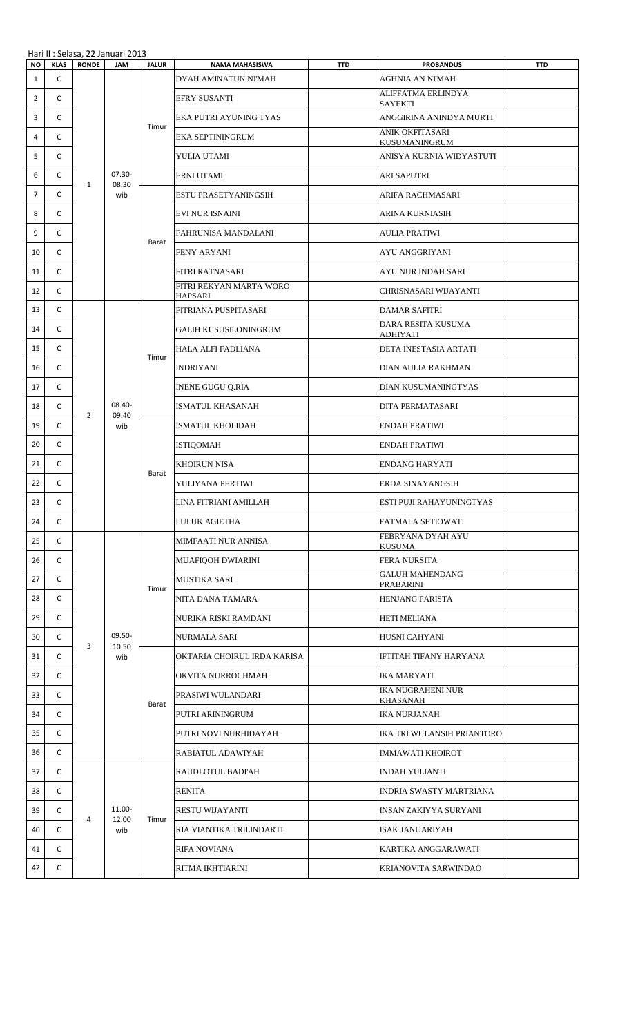Hari II : Selasa, 22 Januari 2013

| NO | KLAS | RONDE | JAM | JALUR | NAMA MAHASISWA | TTD | PROBANDUS | TTD |
|---|---|---|---|---|---|---|---|---|
| 1 | C | 1 | 07.30-08.30 wib | Timur | DYAH AMINATUN NI'MAH | | AGHNIA AN NI'MAH | |
| 2 | C | | | | EFRY SUSANTI | | ALIFFATMA ERLINDYA SAYEKTI | |
| 3 | C | | | | EKA PUTRI AYUNING TYAS | | ANGGIRINA ANINDYA MURTI | |
| 4 | C | | | | EKA SEPTININGRUM | | ANIK OKFITASARI KUSUMANINGRUM | |
| 5 | C | | | | YULIA UTAMI | | ANISYA KURNIA WIDYASTUTI | |
| 6 | C | | | | ERNI UTAMI | | ARI SAPUTRI | |
| 7 | C | | | Barat | ESTU PRASETYANINGSIH | | ARIFA RACHMASARI | |
| 8 | C | | | | EVI NUR ISNAINI | | ARINA KURNIASIH | |
| 9 | C | | | | FAHRUNISA MANDALANI | | AULIA PRATIWI | |
| 10 | C | | | | FENY ARYANI | | AYU ANGGRIYANI | |
| 11 | C | | | | FITRI RATNASARI | | AYU NUR INDAH SARI | |
| 12 | C | | | | FITRI REKYAN MARTA WORO HAPSARI | | CHRISNASARI WIJAYANTI | |
| 13 | C | 2 | 08.40-09.40 wib | Timur | FITRIANA PUSPITASARI | | DAMAR SAFITRI | |
| 14 | C | | | | GALIH KUSUSILONINGRUM | | DARA RESITA KUSUMA ADHIYATI | |
| 15 | C | | | | HALA ALFI FADLIANA | | DETA INESTASIA ARTATI | |
| 16 | C | | | | INDRIYANI | | DIAN AULIA RAKHMAN | |
| 17 | C | | | | INENE GUGU Q.RIA | | DIAN KUSUMANINGTYAS | |
| 18 | C | | | | ISMATUL KHASANAH | | DITA PERMATASARI | |
| 19 | C | | | Barat | ISMATUL KHOLIDAH | | ENDAH PRATIWI | |
| 20 | C | | | | ISTIQOMAH | | ENDAH PRATIWI | |
| 21 | C | | | | KHOIRUN NISA | | ENDANG HARYATI | |
| 22 | C | | | | YULIYANA PERTIWI | | ERDA SINAYANGSIH | |
| 23 | C | | | | LINA FITRIANI AMILLAH | | ESTI PUJI RAHAYUNINGTYAS | |
| 24 | C | | | | LULUK AGIETHA | | FATMALA SETIOWATI | |
| 25 | C | 3 | 09.50-10.50 wib | Timur | MIMFAATI NUR ANNISA | | FEBRYANA DYAH AYU KUSUMA | |
| 26 | C | | | | MUAFIQOH DWIARINI | | FERA NURSITA | |
| 27 | C | | | | MUSTIKA SARI | | GALUH MAHENDANG PRABARINI | |
| 28 | C | | | | NITA DANA TAMARA | | HENJANG FARISTA | |
| 29 | C | | | | NURIKA RISKI RAMDANI | | HETI MELIANA | |
| 30 | C | | | | NURMALA SARI | | HUSNI CAHYANI | |
| 31 | C | | | Barat | OKTARIA CHOIRUL IRDA KARISA | | IFTITAH TIFANY HARYANA | |
| 32 | C | | | | OKVITA NURROCHMAH | | IKA MARYATI | |
| 33 | C | | | | PRASIWI WULANDARI | | IKA NUGRAHENI NUR KHASANAH | |
| 34 | C | | | | PUTRI ARININGRUM | | IKA NURJANAH | |
| 35 | C | | | | PUTRI NOVI NURHIDAYAH | | IKA TRI WULANSIH PRIANTORO | |
| 36 | C | | | | RABIATUL ADAWIYAH | | IMMAWATI KHOIROT | |
| 37 | C | 4 | 11.00-12.00 wib | Timur | RAUDLOTUL BADI'AH | | INDAH YULIANTI | |
| 38 | C | | | | RENITA | | INDRIA SWASTY MARTRIANA | |
| 39 | C | | | | RESTU WIJAYANTI | | INSAN ZAKIYYA SURYANI | |
| 40 | C | | | | RIA VIANTIKA TRILINDARTI | | ISAK JANUARIYAH | |
| 41 | C | | | | RIFA NOVIANA | | KARTIKA ANGGARAWATI | |
| 42 | C | | | | RITMA IKHTIARINI | | KRIANOVITA SARWINDAO | |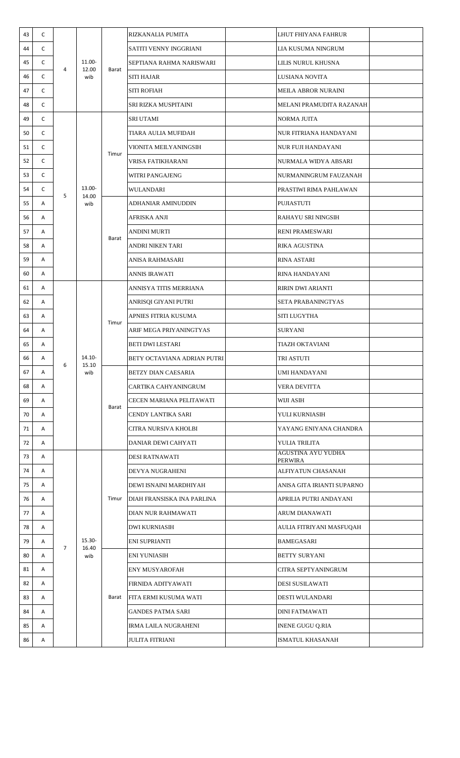| 43 | C | 4 | 11.00-12.00 wib | Barat | RIZKANALIA PUMITA | | LHUT FHIYANA FAHRUR | |
|---|---|---|---|---|---|---|---|---|
| 44 | C | | | | SATITI VENNY INGGRIANI | | LIA KUSUMA NINGRUM | |
| 45 | C | | | | SEPTIANA RAHMA NARISWARI | | LILIS NURUL KHUSNA | |
| 46 | C | | | | SITI HAJAR | | LUSIANA NOVITA | |
| 47 | C | | | | SITI ROFIAH | | MEILA ABROR NURAINI | |
| 48 | C | | | | SRI RIZKA MUSPITAINI | | MELANI PRAMUDITA RAZANAH | |
| 49 | C | 5 | 13.00-14.00 wib | Timur | SRI UTAMI | | NORMA JUITA | |
| 50 | C | | | | TIARA AULIA MUFIDAH | | NUR FITRIANA HANDAYANI | |
| 51 | C | | | | VIONITA MEILYANINGSIH | | NUR FUJI HANDAYANI | |
| 52 | C | | | | VRISA FATIKHARANI | | NURMALA WIDYA ABSARI | |
| 53 | C | | | | WITRI PANGAJENG | | NURMANINGRUM FAUZANAH | |
| 54 | C | | | | WULANDARI | | PRASTIWI RIMA PAHLAWAN | |
| 55 | A | | | Barat | ADHANIAR AMINUDDIN | | PUJIASTUTI | |
| 56 | A | | | | AFRISKA ANJI | | RAHAYU SRI NINGSIH | |
| 57 | A | | | | ANDINI MURTI | | RENI PRAMESWARI | |
| 58 | A | | | | ANDRI NIKEN TARI | | RIKA AGUSTINA | |
| 59 | A | | | | ANISA RAHMASARI | | RINA ASTARI | |
| 60 | A | | | | ANNIS IRAWATI | | RINA HANDAYANI | |
| 61 | A | 6 | 14.10-15.10 wib | Timur | ANNISYA TITIS MERRIANA | | RIRIN DWI ARIANTI | |
| 62 | A | | | | ANRISQI GIYANI PUTRI | | SETA PRABANINGTYAS | |
| 63 | A | | | | APNIES FITRIA KUSUMA | | SITI LUGYTHA | |
| 64 | A | | | | ARIF MEGA PRIYANINGTYAS | | SURYANI | |
| 65 | A | | | | BETI DWI LESTARI | | TIAZH OKTAVIANI | |
| 66 | A | | | | BETY OCTAVIANA ADRIAN PUTRI | | TRI ASTUTI | |
| 67 | A | | | Barat | BETZY DIAN CAESARIA | | UMI HANDAYANI | |
| 68 | A | | | | CARTIKA CAHYANINGRUM | | VERA DEVITTA | |
| 69 | A | | | | CECEN MARIANA PELITAWATI | | WIJI ASIH | |
| 70 | A | | | | CENDY LANTIKA SARI | | YULI KURNIASIH | |
| 71 | A | | | | CITRA NURSIVA KHOLBI | | YAYANG ENIYANA CHANDRA | |
| 72 | A | | | | DANIAR DEWI CAHYATI | | YULIA TRILITA | |
| 73 | A | 7 | 15.30-16.40 wib | Timur | DESI RATNAWATI | | AGUSTINA AYU YUDHA PERWIRA | |
| 74 | A | | | | DEVYA NUGRAHENI | | ALFIYATUN CHASANAH | |
| 75 | A | | | | DEWI ISNAINI MARDHIYAH | | ANISA GITA IRIANTI SUPARNO | |
| 76 | A | | | | DIAH FRANSISKA INA PARLINA | | APRILIA PUTRI ANDAYANI | |
| 77 | A | | | | DIAN NUR RAHMAWATI | | ARUM DIANAWATI | |
| 78 | A | | | | DWI KURNIASIH | | AULIA FITRIYANI MASFUQAH | |
| 79 | A | | | | ENI SUPRIANTI | | BAMEGASARI | |
| 80 | A | | | Barat | ENI YUNIASIH | | BETTY SURYANI | |
| 81 | A | | | | ENY MUSYAROFAH | | CITRA SEPTYANINGRUM | |
| 82 | A | | | | FIRNIDA ADITYAWATI | | DESI SUSILAWATI | |
| 83 | A | | | | FITA ERMI KUSUMA WATI | | DESTI WULANDARI | |
| 84 | A | | | | GANDES PATMA SARI | | DINI FATMAWATI | |
| 85 | A | | | | IRMA LAILA NUGRAHENI | | INENE GUGU Q.RIA | |
| 86 | A | | | | JULITA FITRIANI | | ISMATUL KHASANAH | |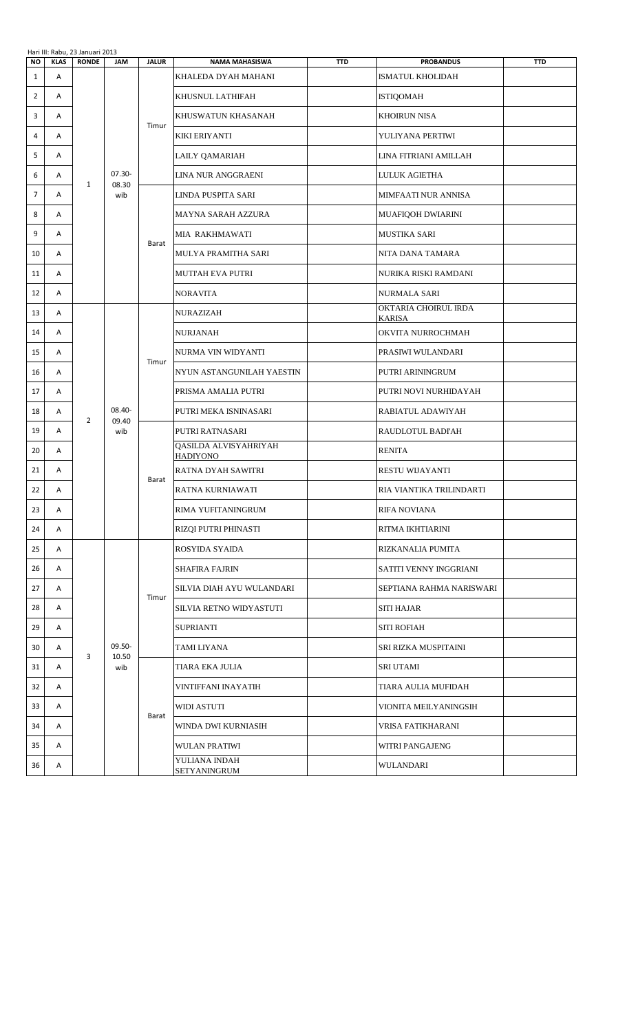Hari III: Rabu, 23 Januari 2013

| NO | KLAS | RONDE | JAM | JALUR | NAMA MAHASISWA | TTD | PROBANDUS | TTD |
|---|---|---|---|---|---|---|---|---|
| 1 | A | 1 | 07.30-08.30 wib | Timur | KHALEDA DYAH MAHANI | | ISMATUL KHOLIDAH | |
| 2 | A | | | | KHUSNUL LATHIFAH | | ISTIQOMAH | |
| 3 | A | | | | KHUSWATUN KHASANAH | | KHOIRUN NISA | |
| 4 | A | | | | KIKI ERIYANTI | | YULIYANA PERTIWI | |
| 5 | A | | | | LAILY QAMARIAH | | LINA FITRIANI AMILLAH | |
| 6 | A | | | | LINA NUR ANGGRAENI | | LULUK AGIETHA | |
| 7 | A | | | Barat | LINDA PUSPITA SARI | | MIMFAATI NUR ANNISA | |
| 8 | A | | | | MAYNA SARAH AZZURA | | MUAFIQOH DWIARINI | |
| 9 | A | | | | MIA RAKHMAWATI | | MUSTIKA SARI | |
| 10 | A | | | | MULYA PRAMITHA SARI | | NITA DANA TAMARA | |
| 11 | A | | | | MUTTAH EVA PUTRI | | NURIKA RISKI RAMDANI | |
| 12 | A | | | | NORAVITA | | NURMALA SARI | |
| 13 | A | 2 | 08.40-09.40 wib | Timur | NURAZIZAH | | OKTARIA CHOIRUL IRDA KARISA | |
| 14 | A | | | | NURJANAH | | OKVITA NURROCHMAH | |
| 15 | A | | | | NURMA VIN WIDYANTI | | PRASIWI WULANDARI | |
| 16 | A | | | | NYUN ASTANGUNILAH YAESTIN | | PUTRI ARININGRUM | |
| 17 | A | | | | PRISMA AMALIA PUTRI | | PUTRI NOVI NURHIDAYAH | |
| 18 | A | | | | PUTRI MEKA ISNINASARI | | RABIATUL ADAWIYAH | |
| 19 | A | | | Barat | PUTRI RATNASARI | | RAUDLOTUL BADI'AH | |
| 20 | A | | | | QASILDA ALVISYAHRIYAH HADIYONO | | RENITA | |
| 21 | A | | | | RATNA DYAH SAWITRI | | RESTU WIJAYANTI | |
| 22 | A | | | | RATNA KURNIAWATI | | RIA VIANTIKA TRILINDARTI | |
| 23 | A | | | | RIMA YUFITANINGRUM | | RIFA NOVIANA | |
| 24 | A | | | | RIZQI PUTRI PHINASTI | | RITMA IKHTIARINI | |
| 25 | A | 3 | 09.50-10.50 wib | Timur | ROSYIDA SYAIDA | | RIZKANALIA PUMITA | |
| 26 | A | | | | SHAFIRA FAJRIN | | SATITI VENNY INGGRIANI | |
| 27 | A | | | | SILVIA DIAH AYU WULANDARI | | SEPTIANA RAHMA NARISWARI | |
| 28 | A | | | | SILVIA RETNO WIDYASTUTI | | SITI HAJAR | |
| 29 | A | | | | SUPRIANTI | | SITI ROFIAH | |
| 30 | A | | | | TAMI LIYANA | | SRI RIZKA MUSPITAINI | |
| 31 | A | | | Barat | TIARA EKA JULIA | | SRI UTAMI | |
| 32 | A | | | | VINTIFFANI INAYATIH | | TIARA AULIA MUFIDAH | |
| 33 | A | | | | WIDI ASTUTI | | VIONITA MEILYANINGSIH | |
| 34 | A | | | | WINDA DWI KURNIASIH | | VRISA FATIKHARANI | |
| 35 | A | | | | WULAN PRATIWI | | WITRI PANGAJENG | |
| 36 | A | | | | YULIANA INDAH SETYANINGRUM | | WULANDARI | |